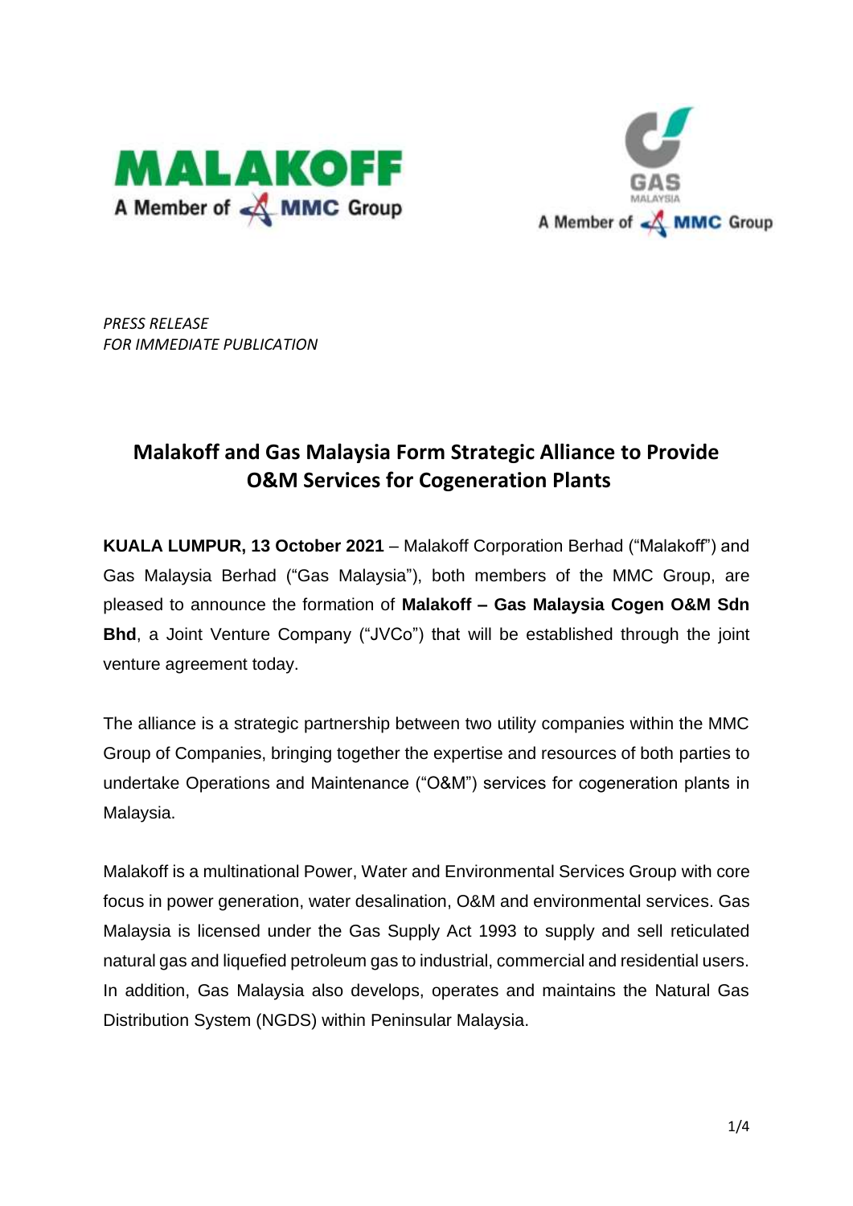*PRESS RELEASE*
*FOR IMMEDIATE PUBLICATION*

# Malakoff and Gas Malaysia Form Strategic Alliance to Provide O&M Services for Cogeneration Plants

**KUALA LUMPUR, 13 October 2021** – Malakoff Corporation Berhad ("Malakoff") and Gas Malaysia Berhad ("Gas Malaysia"), both members of the MMC Group, are pleased to announce the formation of **Malakoff – Gas Malaysia Cogen O&M Sdn Bhd**, a Joint Venture Company ("JVCo") that will be established through the joint venture agreement today.

The alliance is a strategic partnership between two utility companies within the MMC Group of Companies, bringing together the expertise and resources of both parties to undertake Operations and Maintenance ("O&M") services for cogeneration plants in Malaysia.

Malakoff is a multinational Power, Water and Environmental Services Group with core focus in power generation, water desalination, O&M and environmental services. Gas Malaysia is licensed under the Gas Supply Act 1993 to supply and sell reticulated natural gas and liquefied petroleum gas to industrial, commercial and residential users. In addition, Gas Malaysia also develops, operates and maintains the Natural Gas Distribution System (NGDS) within Peninsular Malaysia.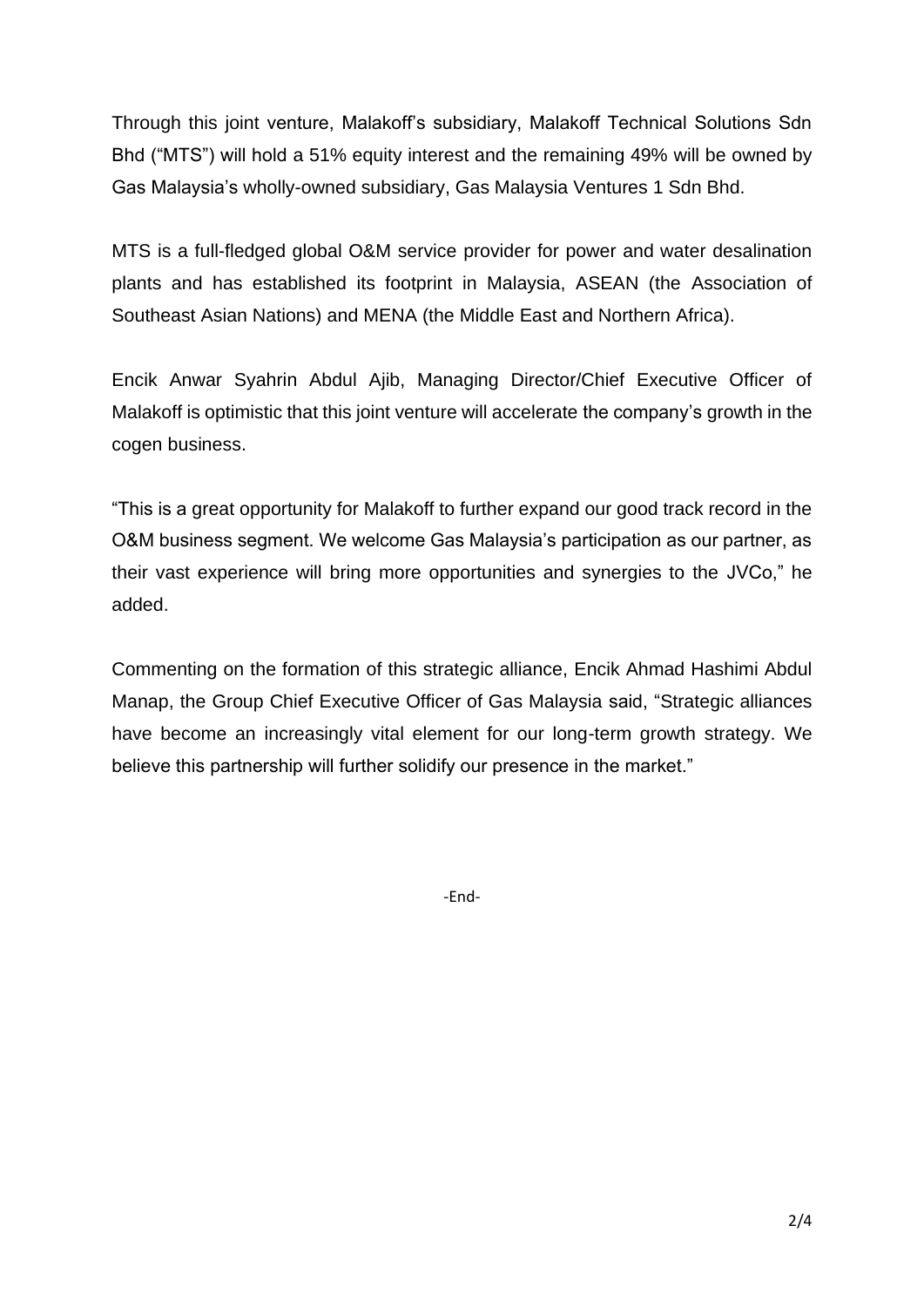Through this joint venture, Malakoff's subsidiary, Malakoff Technical Solutions Sdn Bhd ("MTS") will hold a 51% equity interest and the remaining 49% will be owned by Gas Malaysia's wholly-owned subsidiary, Gas Malaysia Ventures 1 Sdn Bhd.

MTS is a full-fledged global O&M service provider for power and water desalination plants and has established its footprint in Malaysia, ASEAN (the Association of Southeast Asian Nations) and MENA (the Middle East and Northern Africa).

Encik Anwar Syahrin Abdul Ajib, Managing Director/Chief Executive Officer of Malakoff is optimistic that this joint venture will accelerate the company's growth in the cogen business.

"This is a great opportunity for Malakoff to further expand our good track record in the O&M business segment. We welcome Gas Malaysia's participation as our partner, as their vast experience will bring more opportunities and synergies to the JVCo," he added.

Commenting on the formation of this strategic alliance, Encik Ahmad Hashimi Abdul Manap, the Group Chief Executive Officer of Gas Malaysia said, "Strategic alliances have become an increasingly vital element for our long-term growth strategy. We believe this partnership will further solidify our presence in the market."

-End-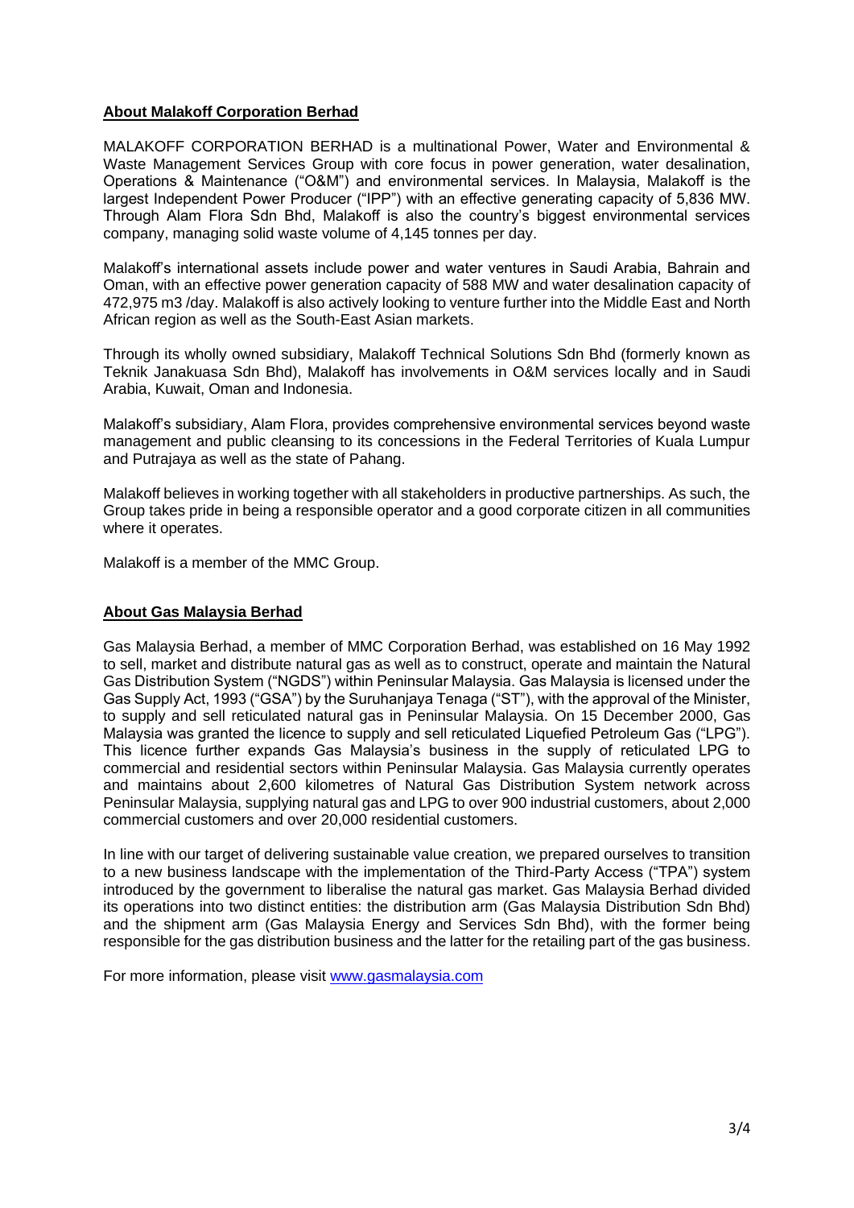**About Malakoff Corporation Berhad**

MALAKOFF CORPORATION BERHAD is a multinational Power, Water and Environmental & Waste Management Services Group with core focus in power generation, water desalination, Operations & Maintenance ("O&M") and environmental services. In Malaysia, Malakoff is the largest Independent Power Producer ("IPP") with an effective generating capacity of 5,836 MW. Through Alam Flora Sdn Bhd, Malakoff is also the country's biggest environmental services company, managing solid waste volume of 4,145 tonnes per day.

Malakoff's international assets include power and water ventures in Saudi Arabia, Bahrain and Oman, with an effective power generation capacity of 588 MW and water desalination capacity of 472,975 m3 /day. Malakoff is also actively looking to venture further into the Middle East and North African region as well as the South-East Asian markets.

Through its wholly owned subsidiary, Malakoff Technical Solutions Sdn Bhd (formerly known as Teknik Janakuasa Sdn Bhd), Malakoff has involvements in O&M services locally and in Saudi Arabia, Kuwait, Oman and Indonesia.

Malakoff's subsidiary, Alam Flora, provides comprehensive environmental services beyond waste management and public cleansing to its concessions in the Federal Territories of Kuala Lumpur and Putrajaya as well as the state of Pahang.

Malakoff believes in working together with all stakeholders in productive partnerships. As such, the Group takes pride in being a responsible operator and a good corporate citizen in all communities where it operates.

Malakoff is a member of the MMC Group.

**About Gas Malaysia Berhad**

Gas Malaysia Berhad, a member of MMC Corporation Berhad, was established on 16 May 1992 to sell, market and distribute natural gas as well as to construct, operate and maintain the Natural Gas Distribution System ("NGDS") within Peninsular Malaysia. Gas Malaysia is licensed under the Gas Supply Act, 1993 ("GSA") by the Suruhanjaya Tenaga ("ST"), with the approval of the Minister, to supply and sell reticulated natural gas in Peninsular Malaysia. On 15 December 2000, Gas Malaysia was granted the licence to supply and sell reticulated Liquefied Petroleum Gas ("LPG"). This licence further expands Gas Malaysia's business in the supply of reticulated LPG to commercial and residential sectors within Peninsular Malaysia. Gas Malaysia currently operates and maintains about 2,600 kilometres of Natural Gas Distribution System network across Peninsular Malaysia, supplying natural gas and LPG to over 900 industrial customers, about 2,000 commercial customers and over 20,000 residential customers.

In line with our target of delivering sustainable value creation, we prepared ourselves to transition to a new business landscape with the implementation of the Third-Party Access ("TPA") system introduced by the government to liberalise the natural gas market. Gas Malaysia Berhad divided its operations into two distinct entities: the distribution arm (Gas Malaysia Distribution Sdn Bhd) and the shipment arm (Gas Malaysia Energy and Services Sdn Bhd), with the former being responsible for the gas distribution business and the latter for the retailing part of the gas business.

For more information, please visit [www.gasmalaysia.com](http://www.gasmalaysia.com)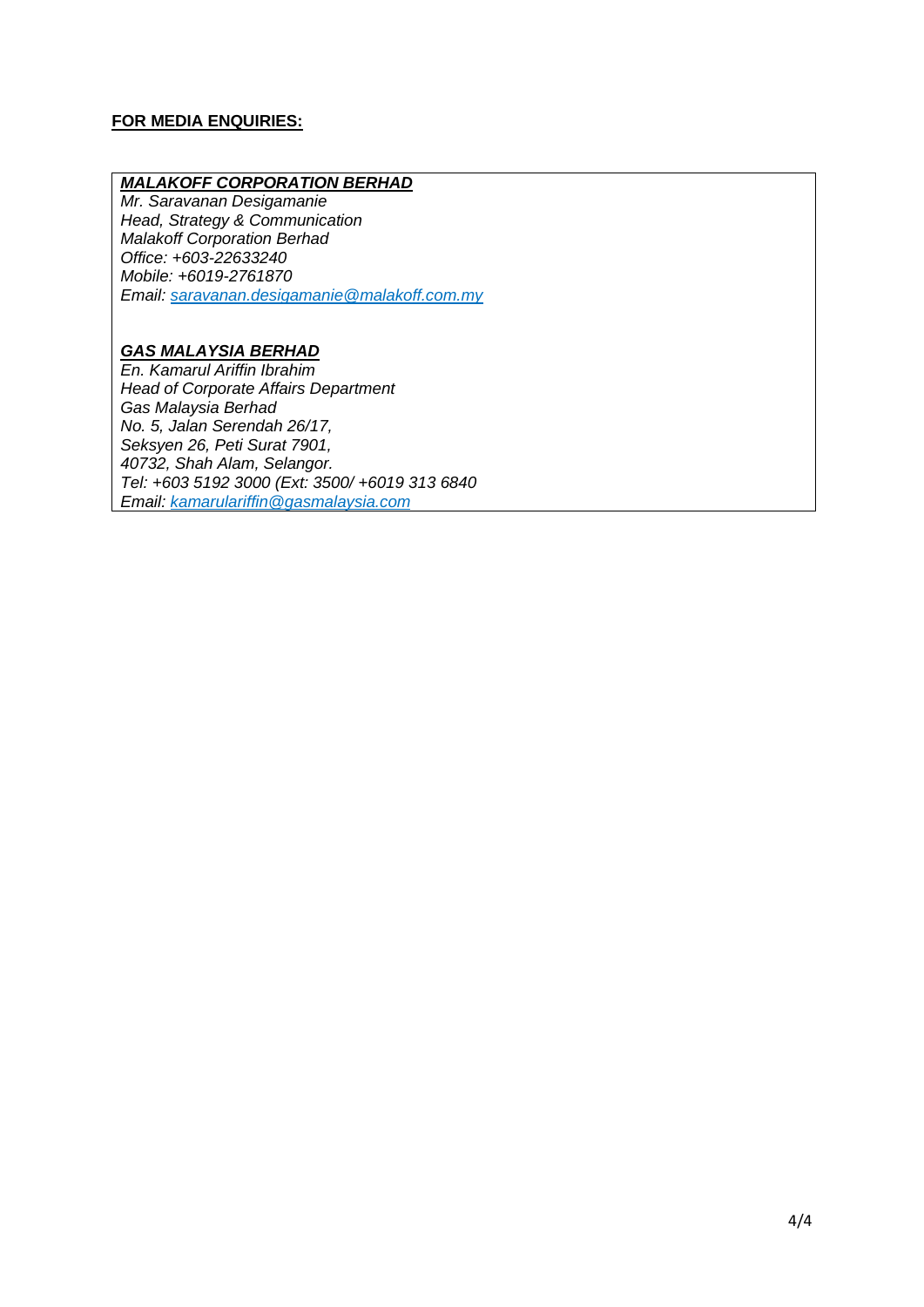**FOR MEDIA ENQUIRIES:**

***MALAKOFF CORPORATION BERHAD***
*Mr. Saravanan Desigamanie*
*Head, Strategy & Communication*
*Malakoff Corporation Berhad*
*Office: +603-22633240*
*Mobile: +6019-2761870*
*Email: saravanan.desigamanie@malakoff.com.my*

***GAS MALAYSIA BERHAD***
*En. Kamarul Ariffin Ibrahim*
*Head of Corporate Affairs Department*
*Gas Malaysia Berhad*
*No. 5, Jalan Serendah 26/17,*
*Seksyen 26, Peti Surat 7901,*
*40732, Shah Alam, Selangor.*
*Tel: +603 5192 3000 (Ext: 3500/ +6019 313 6840*
*Email: kamarulariffin@gasmalaysia.com*